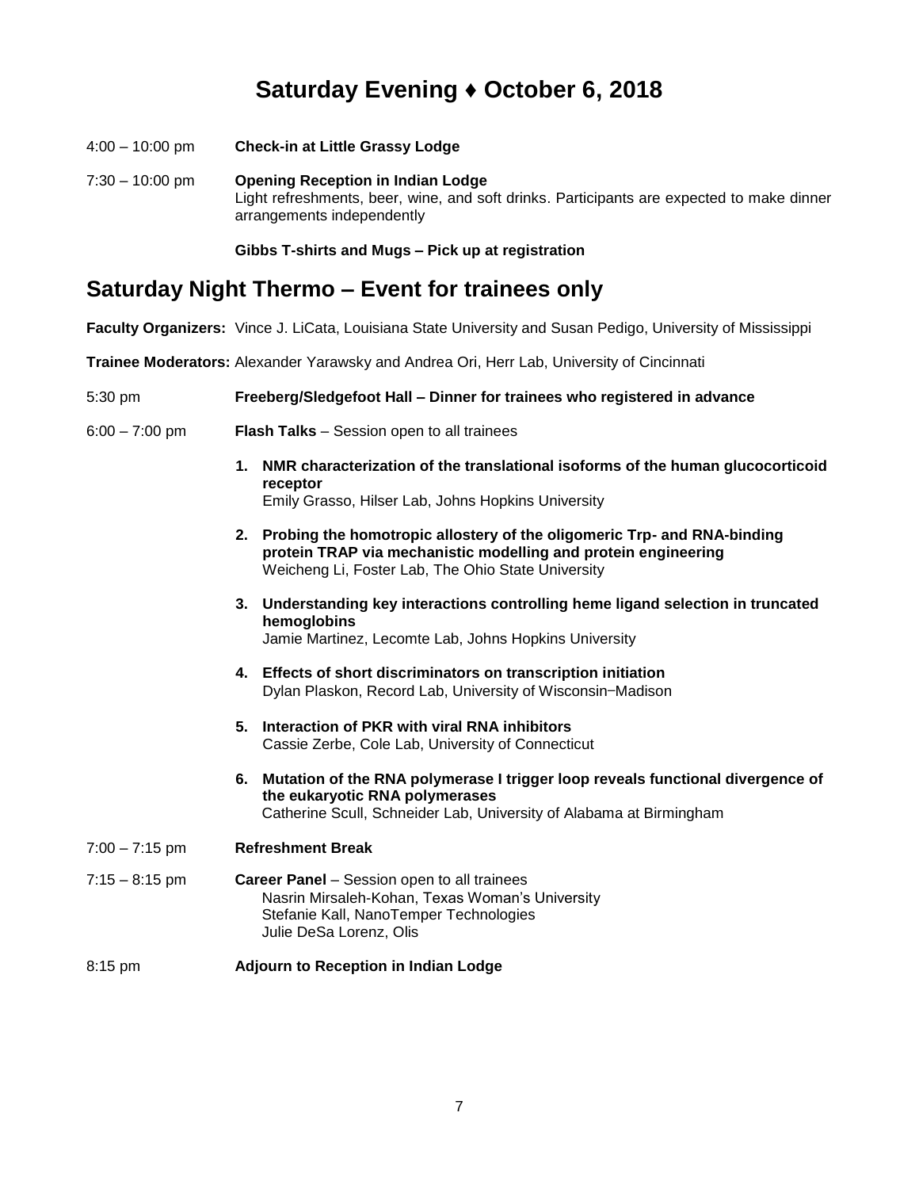# Saturday Evening ♦ October 6, 2018

4:00 – 10:00 pm **Check-in at Little Grassy Lodge**

7:30 – 10:00 pm **Opening Reception in Indian Lodge**
Light refreshments, beer, wine, and soft drinks. Participants are expected to make dinner arrangements independently

**Gibbs T-shirts and Mugs – Pick up at registration**

## Saturday Night Thermo – Event for trainees only

**Faculty Organizers:** Vince J. LiCata, Louisiana State University and Susan Pedigo, University of Mississippi

**Trainee Moderators:** Alexander Yarawsky and Andrea Ori, Herr Lab, University of Cincinnati

5:30 pm **Freeberg/Sledgefoot Hall – Dinner for trainees who registered in advance**

6:00 – 7:00 pm **Flash Talks** – Session open to all trainees

1. **NMR characterization of the translational isoforms of the human glucocorticoid receptor**
   Emily Grasso, Hilser Lab, Johns Hopkins University
2. **Probing the homotropic allostery of the oligomeric Trp- and RNA-binding protein TRAP via mechanistic modelling and protein engineering**
   Weicheng Li, Foster Lab, The Ohio State University
3. **Understanding key interactions controlling heme ligand selection in truncated hemoglobins**
   Jamie Martinez, Lecomte Lab, Johns Hopkins University
4. **Effects of short discriminators on transcription initiation**
   Dylan Plaskon, Record Lab, University of Wisconsin–Madison
5. **Interaction of PKR with viral RNA inhibitors**
   Cassie Zerbe, Cole Lab, University of Connecticut
6. **Mutation of the RNA polymerase I trigger loop reveals functional divergence of the eukaryotic RNA polymerases**
   Catherine Scull, Schneider Lab, University of Alabama at Birmingham

7:00 – 7:15 pm **Refreshment Break**

7:15 – 8:15 pm **Career Panel** – Session open to all trainees
Nasrin Mirsaleh-Kohan, Texas Woman's University
Stefanie Kall, NanoTemper Technologies
Julie DeSa Lorenz, Olis

8:15 pm **Adjourn to Reception in Indian Lodge**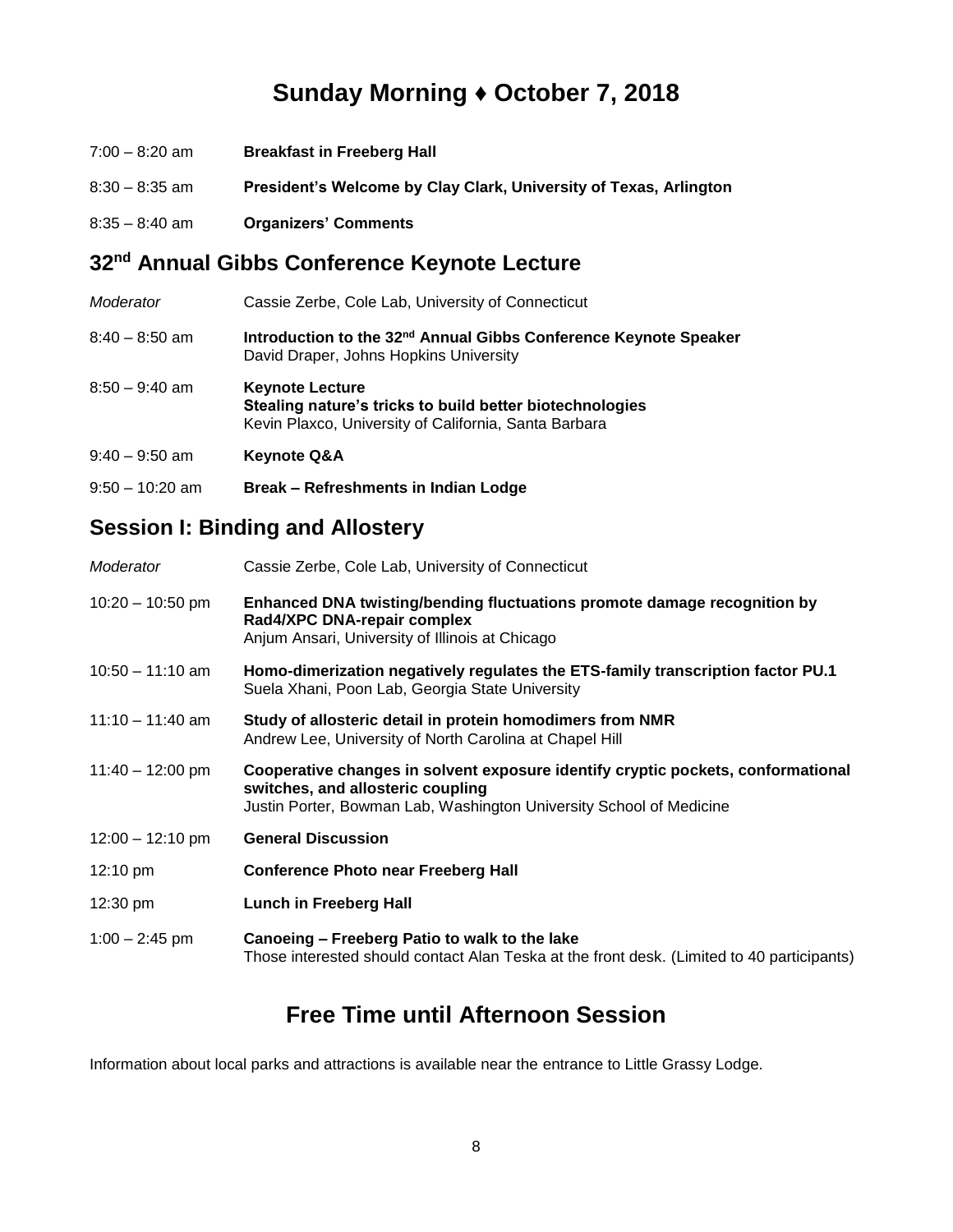# Sunday Morning ♦ October 7, 2018

7:00 – 8:20 am **Breakfast in Freeberg Hall**

8:30 – 8:35 am **President's Welcome by Clay Clark, University of Texas, Arlington**

8:35 – 8:40 am **Organizers' Comments**

## 32nd Annual Gibbs Conference Keynote Lecture

*Moderator* Cassie Zerbe, Cole Lab, University of Connecticut

8:40 – 8:50 am **Introduction to the 32nd Annual Gibbs Conference Keynote Speaker**
David Draper, Johns Hopkins University

8:50 – 9:40 am **Keynote Lecture**
**Stealing nature's tricks to build better biotechnologies**
Kevin Plaxco, University of California, Santa Barbara

9:40 – 9:50 am **Keynote Q&A**

9:50 – 10:20 am **Break – Refreshments in Indian Lodge**

## Session I: Binding and Allostery

*Moderator* Cassie Zerbe, Cole Lab, University of Connecticut

10:20 – 10:50 pm **Enhanced DNA twisting/bending fluctuations promote damage recognition by Rad4/XPC DNA-repair complex**
Anjum Ansari, University of Illinois at Chicago

10:50 – 11:10 am **Homo-dimerization negatively regulates the ETS-family transcription factor PU.1**
Suela Xhani, Poon Lab, Georgia State University

11:10 – 11:40 am **Study of allosteric detail in protein homodimers from NMR**
Andrew Lee, University of North Carolina at Chapel Hill

11:40 – 12:00 pm **Cooperative changes in solvent exposure identify cryptic pockets, conformational switches, and allosteric coupling**
Justin Porter, Bowman Lab, Washington University School of Medicine

12:00 – 12:10 pm **General Discussion**

12:10 pm **Conference Photo near Freeberg Hall**

12:30 pm **Lunch in Freeberg Hall**

1:00 – 2:45 pm **Canoeing – Freeberg Patio to walk to the lake**
Those interested should contact Alan Teska at the front desk. (Limited to 40 participants)

## Free Time until Afternoon Session

Information about local parks and attractions is available near the entrance to Little Grassy Lodge.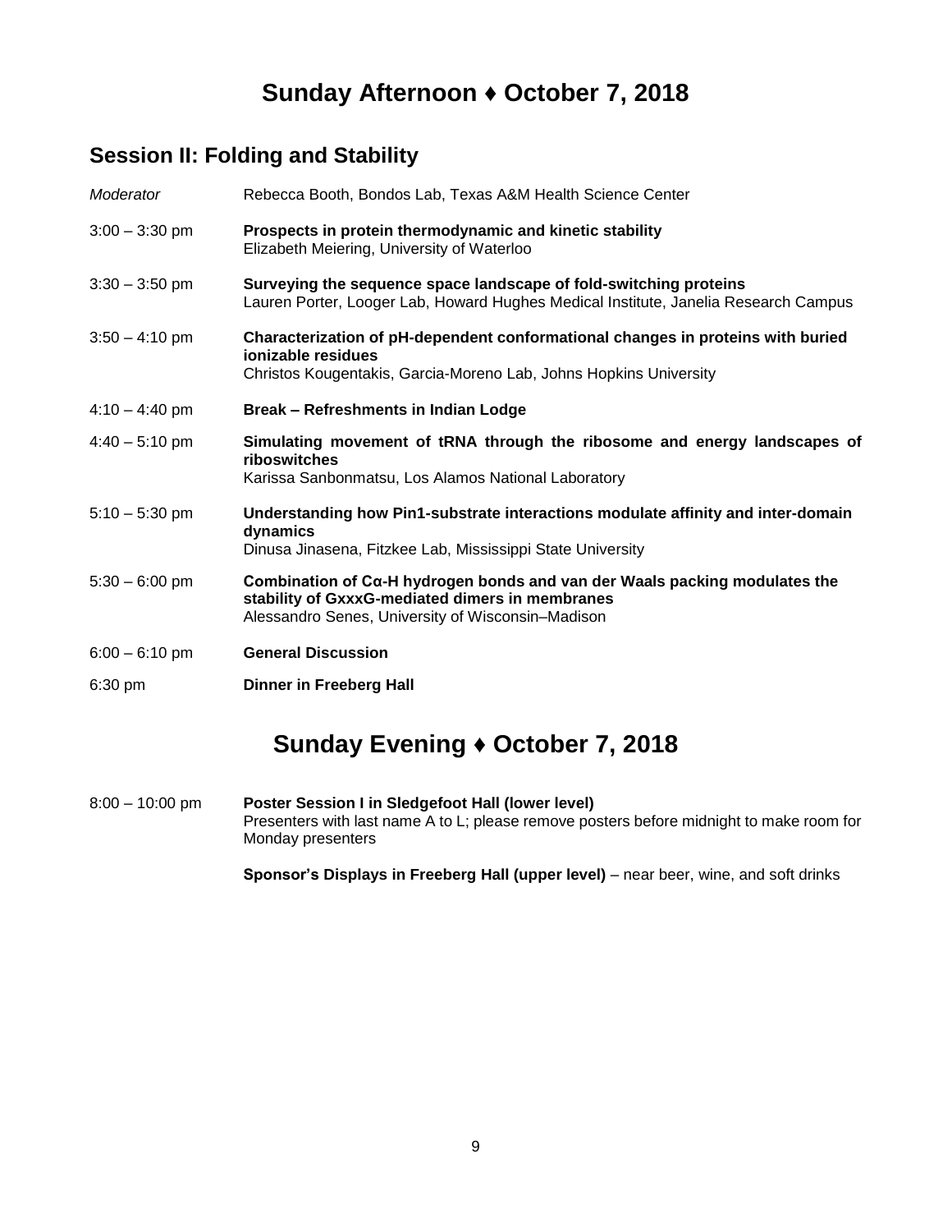# Sunday Afternoon ♦ October 7, 2018

## Session II: Folding and Stability

| | |
|---|---|
| *Moderator* | Rebecca Booth, Bondos Lab, Texas A&M Health Science Center |
| 3:00 – 3:30 pm | **Prospects in protein thermodynamic and kinetic stability**<br>Elizabeth Meiering, University of Waterloo |
| 3:30 – 3:50 pm | **Surveying the sequence space landscape of fold-switching proteins**<br>Lauren Porter, Looger Lab, Howard Hughes Medical Institute, Janelia Research Campus |
| 3:50 – 4:10 pm | **Characterization of pH-dependent conformational changes in proteins with buried ionizable residues**<br>Christos Kougentakis, Garcia-Moreno Lab, Johns Hopkins University |
| 4:10 – 4:40 pm | **Break – Refreshments in Indian Lodge** |
| 4:40 – 5:10 pm | **Simulating movement of tRNA through the ribosome and energy landscapes of riboswitches**<br>Karissa Sanbonmatsu, Los Alamos National Laboratory |
| 5:10 – 5:30 pm | **Understanding how Pin1-substrate interactions modulate affinity and inter-domain dynamics**<br>Dinusa Jinasena, Fitzkee Lab, Mississippi State University |
| 5:30 – 6:00 pm | **Combination of Cα-H hydrogen bonds and van der Waals packing modulates the stability of GxxxG-mediated dimers in membranes**<br>Alessandro Senes, University of Wisconsin–Madison |
| 6:00 – 6:10 pm | **General Discussion** |
| 6:30 pm | **Dinner in Freeberg Hall** |

# Sunday Evening ♦ October 7, 2018

| | |
|---|---|
| 8:00 – 10:00 pm | **Poster Session I in Sledgefoot Hall (lower level)**<br>Presenters with last name A to L; please remove posters before midnight to make room for Monday presenters |
| | **Sponsor's Displays in Freeberg Hall (upper level)** – near beer, wine, and soft drinks |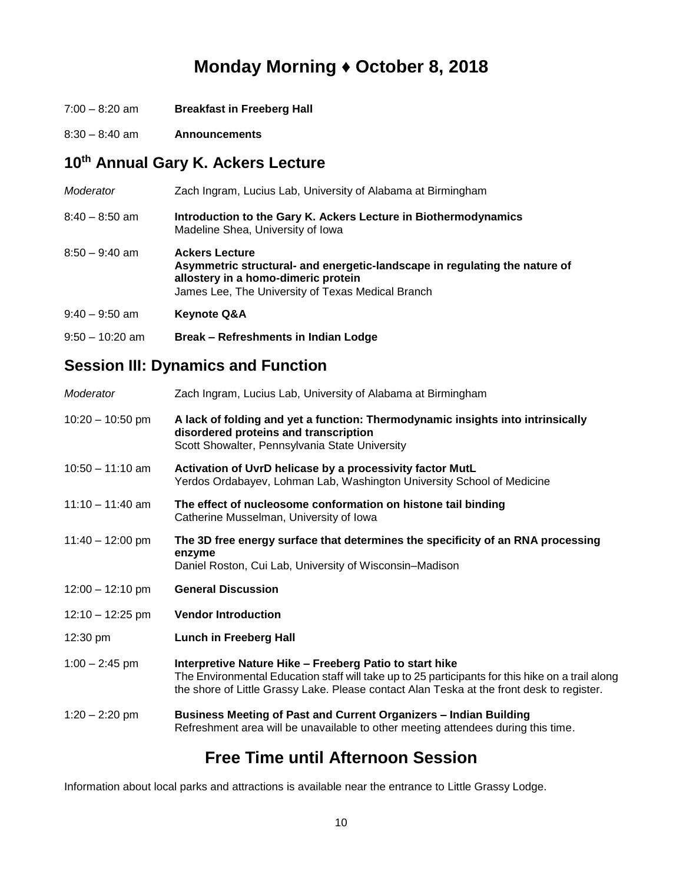# Monday Morning ♦ October 8, 2018

7:00 – 8:20 am **Breakfast in Freeberg Hall**

8:30 – 8:40 am **Announcements**

## 10th Annual Gary K. Ackers Lecture

*Moderator* Zach Ingram, Lucius Lab, University of Alabama at Birmingham

8:40 – 8:50 am **Introduction to the Gary K. Ackers Lecture in Biothermodynamics**
Madeline Shea, University of Iowa

8:50 – 9:40 am **Ackers Lecture**
**Asymmetric structural- and energetic-landscape in regulating the nature of allostery in a homo-dimeric protein**
James Lee, The University of Texas Medical Branch

9:40 – 9:50 am **Keynote Q&A**

9:50 – 10:20 am **Break – Refreshments in Indian Lodge**

## Session III: Dynamics and Function

*Moderator* Zach Ingram, Lucius Lab, University of Alabama at Birmingham

10:20 – 10:50 pm **A lack of folding and yet a function: Thermodynamic insights into intrinsically disordered proteins and transcription**
Scott Showalter, Pennsylvania State University

10:50 – 11:10 am **Activation of UvrD helicase by a processivity factor MutL**
Yerdos Ordabayev, Lohman Lab, Washington University School of Medicine

11:10 – 11:40 am **The effect of nucleosome conformation on histone tail binding**
Catherine Musselman, University of Iowa

11:40 – 12:00 pm **The 3D free energy surface that determines the specificity of an RNA processing enzyme**
Daniel Roston, Cui Lab, University of Wisconsin–Madison

12:00 – 12:10 pm **General Discussion**

12:10 – 12:25 pm **Vendor Introduction**

12:30 pm **Lunch in Freeberg Hall**

1:00 – 2:45 pm **Interpretive Nature Hike – Freeberg Patio to start hike**
The Environmental Education staff will take up to 25 participants for this hike on a trail along the shore of Little Grassy Lake. Please contact Alan Teska at the front desk to register.

1:20 – 2:20 pm **Business Meeting of Past and Current Organizers – Indian Building**
Refreshment area will be unavailable to other meeting attendees during this time.

## Free Time until Afternoon Session

Information about local parks and attractions is available near the entrance to Little Grassy Lodge.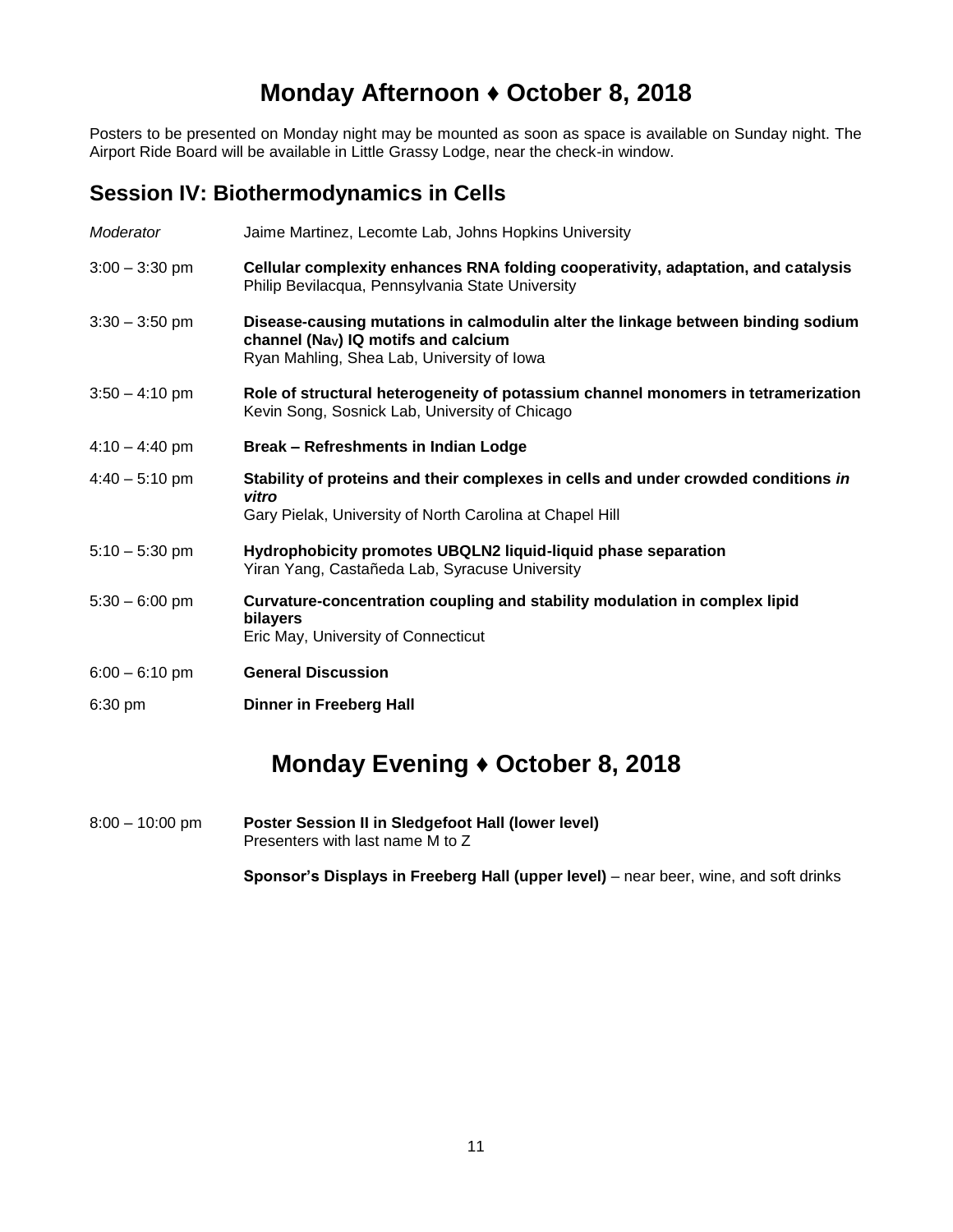# Monday Afternoon ♦ October 8, 2018

Posters to be presented on Monday night may be mounted as soon as space is available on Sunday night. The Airport Ride Board will be available in Little Grassy Lodge, near the check-in window.

## Session IV: Biothermodynamics in Cells

*Moderator* Jaime Martinez, Lecomte Lab, Johns Hopkins University

3:00 – 3:30 pm **Cellular complexity enhances RNA folding cooperativity, adaptation, and catalysis**
Philip Bevilacqua, Pennsylvania State University

3:30 – 3:50 pm **Disease-causing mutations in calmodulin alter the linkage between binding sodium channel ($Na_V$) IQ motifs and calcium**
Ryan Mahling, Shea Lab, University of Iowa

3:50 – 4:10 pm **Role of structural heterogeneity of potassium channel monomers in tetramerization**
Kevin Song, Sosnick Lab, University of Chicago

4:10 – 4:40 pm **Break – Refreshments in Indian Lodge**

4:40 – 5:10 pm **Stability of proteins and their complexes in cells and under crowded conditions *in vitro***
Gary Pielak, University of North Carolina at Chapel Hill

5:10 – 5:30 pm **Hydrophobicity promotes UBQLN2 liquid-liquid phase separation**
Yiran Yang, Castañeda Lab, Syracuse University

5:30 – 6:00 pm **Curvature-concentration coupling and stability modulation in complex lipid bilayers**
Eric May, University of Connecticut

6:00 – 6:10 pm **General Discussion**

6:30 pm **Dinner in Freeberg Hall**

# Monday Evening ♦ October 8, 2018

8:00 – 10:00 pm **Poster Session II in Sledgefoot Hall (lower level)**
Presenters with last name M to Z

**Sponsor's Displays in Freeberg Hall (upper level)** – near beer, wine, and soft drinks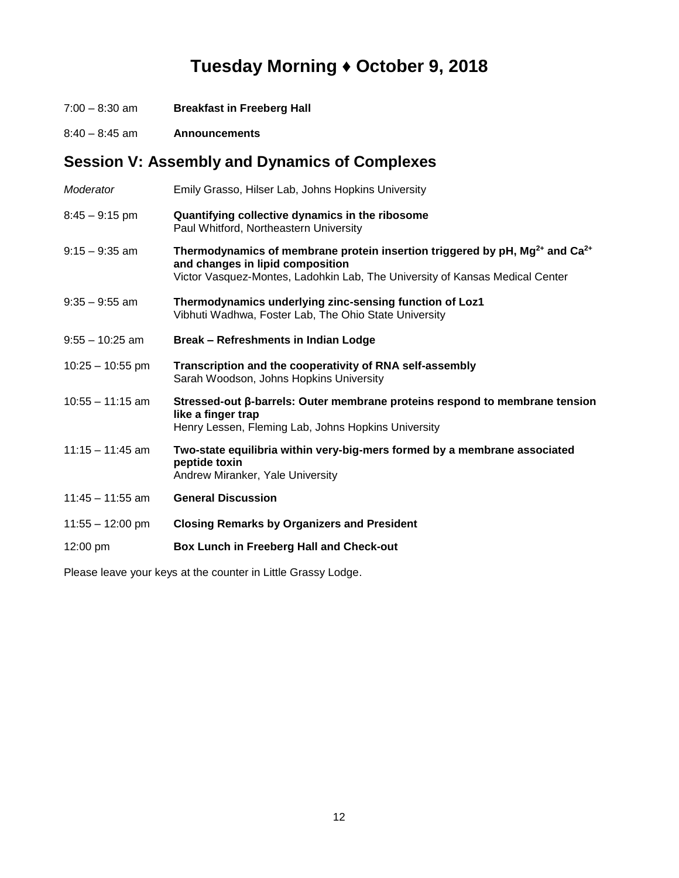# Tuesday Morning ♦ October 9, 2018

7:00 – 8:30 am **Breakfast in Freeberg Hall**

8:40 – 8:45 am **Announcements**

## Session V: Assembly and Dynamics of Complexes

*Moderator* Emily Grasso, Hilser Lab, Johns Hopkins University

8:45 – 9:15 pm **Quantifying collective dynamics in the ribosome**
Paul Whitford, Northeastern University

9:15 – 9:35 am **Thermodynamics of membrane protein insertion triggered by pH, $Mg^{2+}$ and $Ca^{2+}$ and changes in lipid composition**
Victor Vasquez-Montes, Ladohkin Lab, The University of Kansas Medical Center

9:35 – 9:55 am **Thermodynamics underlying zinc-sensing function of Loz1**
Vibhuti Wadhwa, Foster Lab, The Ohio State University

9:55 – 10:25 am **Break – Refreshments in Indian Lodge**

10:25 – 10:55 pm **Transcription and the cooperativity of RNA self-assembly**
Sarah Woodson, Johns Hopkins University

10:55 – 11:15 am **Stressed-out β-barrels: Outer membrane proteins respond to membrane tension like a finger trap**
Henry Lessen, Fleming Lab, Johns Hopkins University

11:15 – 11:45 am **Two-state equilibria within very-big-mers formed by a membrane associated peptide toxin**
Andrew Miranker, Yale University

11:45 – 11:55 am **General Discussion**

11:55 – 12:00 pm **Closing Remarks by Organizers and President**

12:00 pm **Box Lunch in Freeberg Hall and Check-out**

Please leave your keys at the counter in Little Grassy Lodge.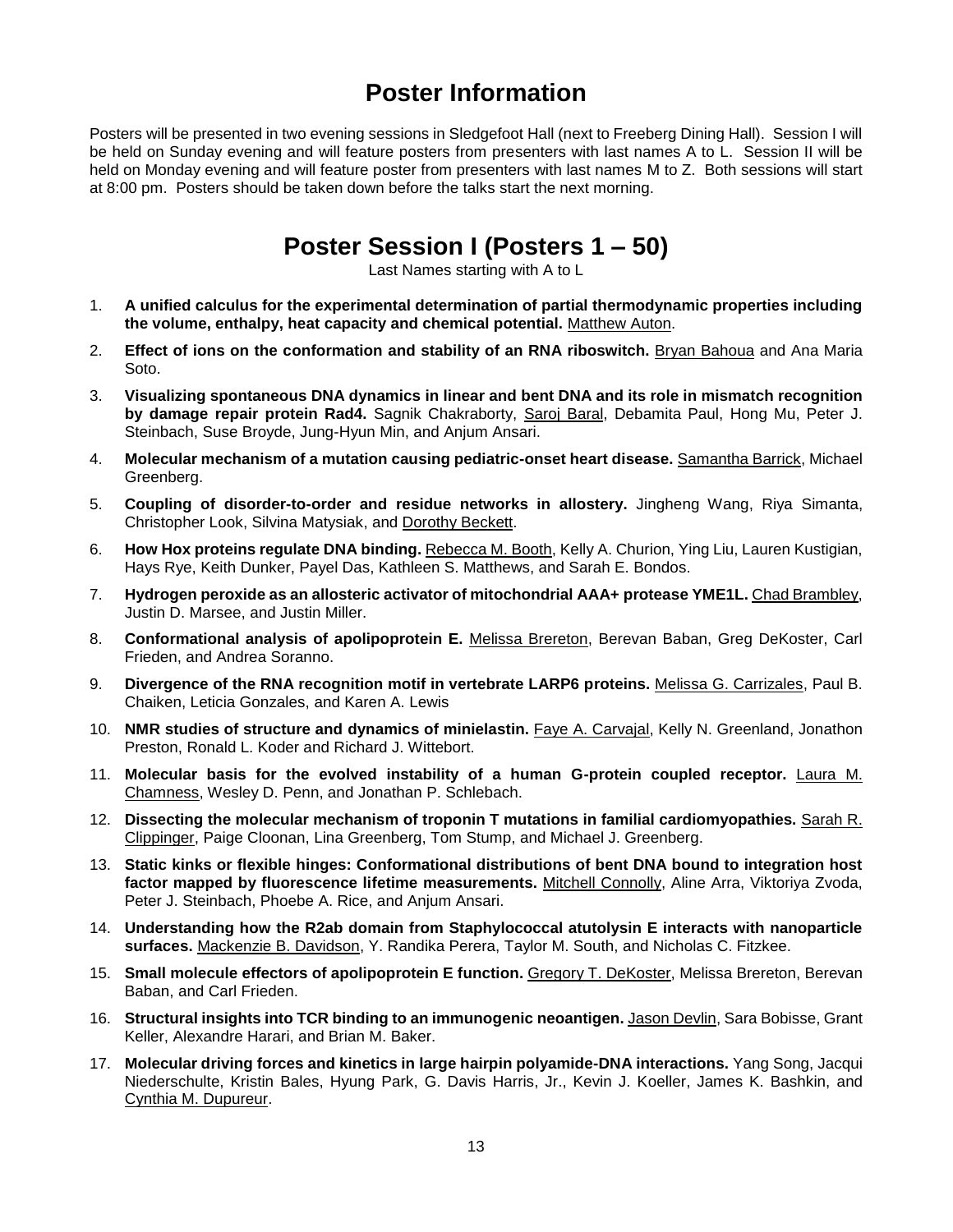# Poster Information

Posters will be presented in two evening sessions in Sledgefoot Hall (next to Freeberg Dining Hall). Session I will be held on Sunday evening and will feature posters from presenters with last names A to L. Session II will be held on Monday evening and will feature poster from presenters with last names M to Z. Both sessions will start at 8:00 pm. Posters should be taken down before the talks start the next morning.

# Poster Session I (Posters 1 – 50)

Last Names starting with A to L

1. **A unified calculus for the experimental determination of partial thermodynamic properties including the volume, enthalpy, heat capacity and chemical potential.** Matthew Auton.
2. **Effect of ions on the conformation and stability of an RNA riboswitch.** Bryan Bahoua and Ana Maria Soto.
3. **Visualizing spontaneous DNA dynamics in linear and bent DNA and its role in mismatch recognition by damage repair protein Rad4.** Sagnik Chakraborty, Saroj Baral, Debamita Paul, Hong Mu, Peter J. Steinbach, Suse Broyde, Jung-Hyun Min, and Anjum Ansari.
4. **Molecular mechanism of a mutation causing pediatric-onset heart disease.** Samantha Barrick, Michael Greenberg.
5. **Coupling of disorder-to-order and residue networks in allostery.** Jingheng Wang, Riya Simanta, Christopher Look, Silvina Matysiak, and Dorothy Beckett.
6. **How Hox proteins regulate DNA binding.** Rebecca M. Booth, Kelly A. Churion, Ying Liu, Lauren Kustigian, Hays Rye, Keith Dunker, Payel Das, Kathleen S. Matthews, and Sarah E. Bondos.
7. **Hydrogen peroxide as an allosteric activator of mitochondrial AAA+ protease YME1L.** Chad Brambley, Justin D. Marsee, and Justin Miller.
8. **Conformational analysis of apolipoprotein E.** Melissa Brereton, Berevan Baban, Greg DeKoster, Carl Frieden, and Andrea Soranno.
9. **Divergence of the RNA recognition motif in vertebrate LARP6 proteins.** Melissa G. Carrizales, Paul B. Chaiken, Leticia Gonzales, and Karen A. Lewis
10. **NMR studies of structure and dynamics of minielastin.** Faye A. Carvajal, Kelly N. Greenland, Jonathon Preston, Ronald L. Koder and Richard J. Wittebort.
11. **Molecular basis for the evolved instability of a human G-protein coupled receptor.** Laura M. Chamness, Wesley D. Penn, and Jonathan P. Schlebach.
12. **Dissecting the molecular mechanism of troponin T mutations in familial cardiomyopathies.** Sarah R. Clippinger, Paige Cloonan, Lina Greenberg, Tom Stump, and Michael J. Greenberg.
13. **Static kinks or flexible hinges: Conformational distributions of bent DNA bound to integration host factor mapped by fluorescence lifetime measurements.** Mitchell Connolly, Aline Arra, Viktoriya Zvoda, Peter J. Steinbach, Phoebe A. Rice, and Anjum Ansari.
14. **Understanding how the R2ab domain from Staphylococcal atutolysin E interacts with nanoparticle surfaces.** Mackenzie B. Davidson, Y. Randika Perera, Taylor M. South, and Nicholas C. Fitzkee.
15. **Small molecule effectors of apolipoprotein E function.** Gregory T. DeKoster, Melissa Brereton, Berevan Baban, and Carl Frieden.
16. **Structural insights into TCR binding to an immunogenic neoantigen.** Jason Devlin, Sara Bobisse, Grant Keller, Alexandre Harari, and Brian M. Baker.
17. **Molecular driving forces and kinetics in large hairpin polyamide-DNA interactions.** Yang Song, Jacqui Niederschulte, Kristin Bales, Hyung Park, G. Davis Harris, Jr., Kevin J. Koeller, James K. Bashkin, and Cynthia M. Dupureur.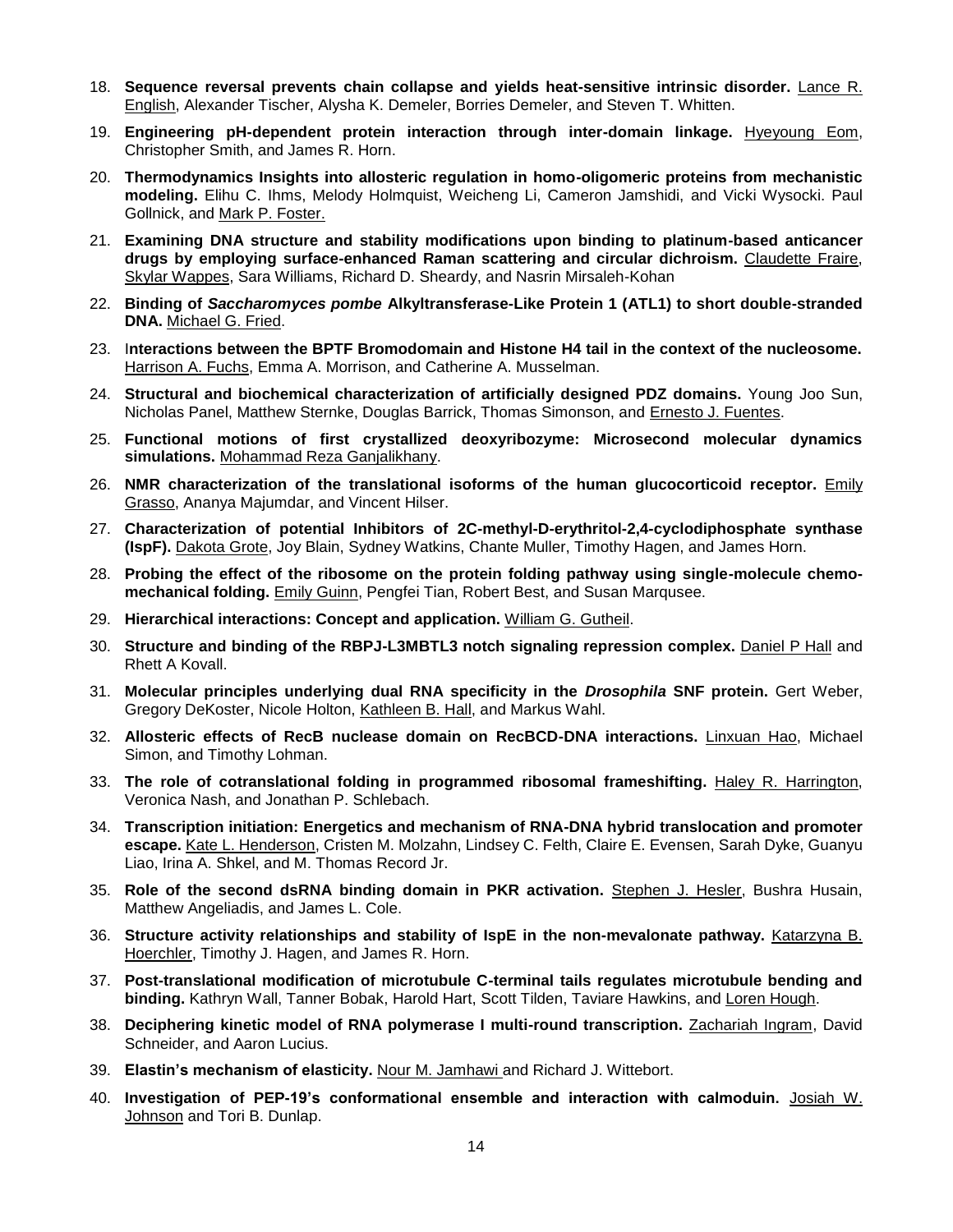18. **Sequence reversal prevents chain collapse and yields heat-sensitive intrinsic disorder.** Lance R. English, Alexander Tischer, Alysha K. Demeler, Borries Demeler, and Steven T. Whitten.

19. **Engineering pH-dependent protein interaction through inter-domain linkage.** Hyeyoung Eom, Christopher Smith, and James R. Horn.

20. **Thermodynamics Insights into allosteric regulation in homo-oligomeric proteins from mechanistic modeling.** Elihu C. Ihms, Melody Holmquist, Weicheng Li, Cameron Jamshidi, and Vicki Wysocki. Paul Gollnick, and Mark P. Foster.

21. **Examining DNA structure and stability modifications upon binding to platinum-based anticancer drugs by employing surface-enhanced Raman scattering and circular dichroism.** Claudette Fraire, Skylar Wappes, Sara Williams, Richard D. Sheardy, and Nasrin Mirsaleh-Kohan

22. **Binding of *Saccharomyces pombe* Alkyltransferase-Like Protein 1 (ATL1) to short double-stranded DNA.** Michael G. Fried.

23. **Interactions between the BPTF Bromodomain and Histone H4 tail in the context of the nucleosome.** Harrison A. Fuchs, Emma A. Morrison, and Catherine A. Musselman.

24. **Structural and biochemical characterization of artificially designed PDZ domains.** Young Joo Sun, Nicholas Panel, Matthew Sternke, Douglas Barrick, Thomas Simonson, and Ernesto J. Fuentes.

25. **Functional motions of first crystallized deoxyribozyme: Microsecond molecular dynamics simulations.** Mohammad Reza Ganjalikhany.

26. **NMR characterization of the translational isoforms of the human glucocorticoid receptor.** Emily Grasso, Ananya Majumdar, and Vincent Hilser.

27. **Characterization of potential Inhibitors of 2C-methyl-D-erythritol-2,4-cyclodiphosphate synthase (IspF).** Dakota Grote, Joy Blain, Sydney Watkins, Chante Muller, Timothy Hagen, and James Horn.

28. **Probing the effect of the ribosome on the protein folding pathway using single-molecule chemo-mechanical folding.** Emily Guinn, Pengfei Tian, Robert Best, and Susan Marqusee.

29. **Hierarchical interactions: Concept and application.** William G. Gutheil.

30. **Structure and binding of the RBPJ-L3MBTL3 notch signaling repression complex.** Daniel P Hall and Rhett A Kovall.

31. **Molecular principles underlying dual RNA specificity in the *Drosophila* SNF protein.** Gert Weber, Gregory DeKoster, Nicole Holton, Kathleen B. Hall, and Markus Wahl.

32. **Allosteric effects of RecB nuclease domain on RecBCD-DNA interactions.** Linxuan Hao, Michael Simon, and Timothy Lohman.

33. **The role of cotranslational folding in programmed ribosomal frameshifting.** Haley R. Harrington, Veronica Nash, and Jonathan P. Schlebach.

34. **Transcription initiation: Energetics and mechanism of RNA-DNA hybrid translocation and promoter escape.** Kate L. Henderson, Cristen M. Molzahn, Lindsey C. Felth, Claire E. Evensen, Sarah Dyke, Guanyu Liao, Irina A. Shkel, and M. Thomas Record Jr.

35. **Role of the second dsRNA binding domain in PKR activation.** Stephen J. Hesler, Bushra Husain, Matthew Angeliadis, and James L. Cole.

36. **Structure activity relationships and stability of IspE in the non-mevalonate pathway.** Katarzyna B. Hoerchler, Timothy J. Hagen, and James R. Horn.

37. **Post-translational modification of microtubule C-terminal tails regulates microtubule bending and binding.** Kathryn Wall, Tanner Bobak, Harold Hart, Scott Tilden, Taviare Hawkins, and Loren Hough.

38. **Deciphering kinetic model of RNA polymerase I multi-round transcription.** Zachariah Ingram, David Schneider, and Aaron Lucius.

39. **Elastin's mechanism of elasticity.** Nour M. Jamhawi and Richard J. Wittebort.

40. **Investigation of PEP-19's conformational ensemble and interaction with calmoduin.** Josiah W. Johnson and Tori B. Dunlap.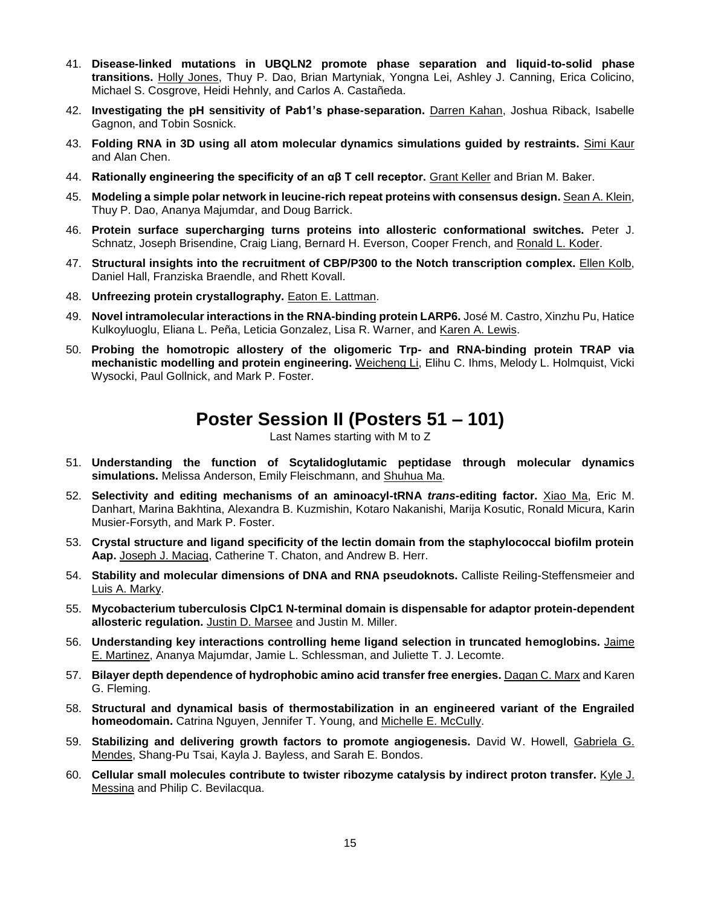41. **Disease-linked mutations in UBQLN2 promote phase separation and liquid-to-solid phase transitions.** Holly Jones, Thuy P. Dao, Brian Martyniak, Yongna Lei, Ashley J. Canning, Erica Colicino, Michael S. Cosgrove, Heidi Hehnly, and Carlos A. Castañeda.

42. **Investigating the pH sensitivity of Pab1's phase-separation.** Darren Kahan, Joshua Riback, Isabelle Gagnon, and Tobin Sosnick.

43. **Folding RNA in 3D using all atom molecular dynamics simulations guided by restraints.** Simi Kaur and Alan Chen.

44. **Rationally engineering the specificity of an αβ T cell receptor.** Grant Keller and Brian M. Baker.

45. **Modeling a simple polar network in leucine-rich repeat proteins with consensus design.** Sean A. Klein, Thuy P. Dao, Ananya Majumdar, and Doug Barrick.

46. **Protein surface supercharging turns proteins into allosteric conformational switches.** Peter J. Schnatz, Joseph Brisendine, Craig Liang, Bernard H. Everson, Cooper French, and Ronald L. Koder.

47. **Structural insights into the recruitment of CBP/P300 to the Notch transcription complex.** Ellen Kolb, Daniel Hall, Franziska Braendle, and Rhett Kovall.

48. **Unfreezing protein crystallography.** Eaton E. Lattman.

49. **Novel intramolecular interactions in the RNA-binding protein LARP6.** José M. Castro, Xinzhu Pu, Hatice Kulkoyluoglu, Eliana L. Peña, Leticia Gonzalez, Lisa R. Warner, and Karen A. Lewis.

50. **Probing the homotropic allostery of the oligomeric Trp- and RNA-binding protein TRAP via mechanistic modelling and protein engineering.** Weicheng Li, Elihu C. Ihms, Melody L. Holmquist, Vicki Wysocki, Paul Gollnick, and Mark P. Foster.

# Poster Session II (Posters 51 – 101)

Last Names starting with M to Z

51. **Understanding the function of Scytalidoglutamic peptidase through molecular dynamics simulations.** Melissa Anderson, Emily Fleischmann, and Shuhua Ma.

52. **Selectivity and editing mechanisms of an aminoacyl-tRNA *trans*-editing factor.** Xiao Ma, Eric M. Danhart, Marina Bakhtina, Alexandra B. Kuzmishin, Kotaro Nakanishi, Marija Kosutic, Ronald Micura, Karin Musier-Forsyth, and Mark P. Foster.

53. **Crystal structure and ligand specificity of the lectin domain from the staphylococcal biofilm protein Aap.** Joseph J. Maciag, Catherine T. Chaton, and Andrew B. Herr.

54. **Stability and molecular dimensions of DNA and RNA pseudoknots.** Calliste Reiling-Steffensmeier and Luis A. Marky.

55. **Mycobacterium tuberculosis ClpC1 N-terminal domain is dispensable for adaptor protein-dependent allosteric regulation.** Justin D. Marsee and Justin M. Miller.

56. **Understanding key interactions controlling heme ligand selection in truncated hemoglobins.** Jaime E. Martinez, Ananya Majumdar, Jamie L. Schlessman, and Juliette T. J. Lecomte.

57. **Bilayer depth dependence of hydrophobic amino acid transfer free energies.** Dagan C. Marx and Karen G. Fleming.

58. **Structural and dynamical basis of thermostabilization in an engineered variant of the Engrailed homeodomain.** Catrina Nguyen, Jennifer T. Young, and Michelle E. McCully.

59. **Stabilizing and delivering growth factors to promote angiogenesis.** David W. Howell, Gabriela G. Mendes, Shang-Pu Tsai, Kayla J. Bayless, and Sarah E. Bondos.

60. **Cellular small molecules contribute to twister ribozyme catalysis by indirect proton transfer.** Kyle J. Messina and Philip C. Bevilacqua.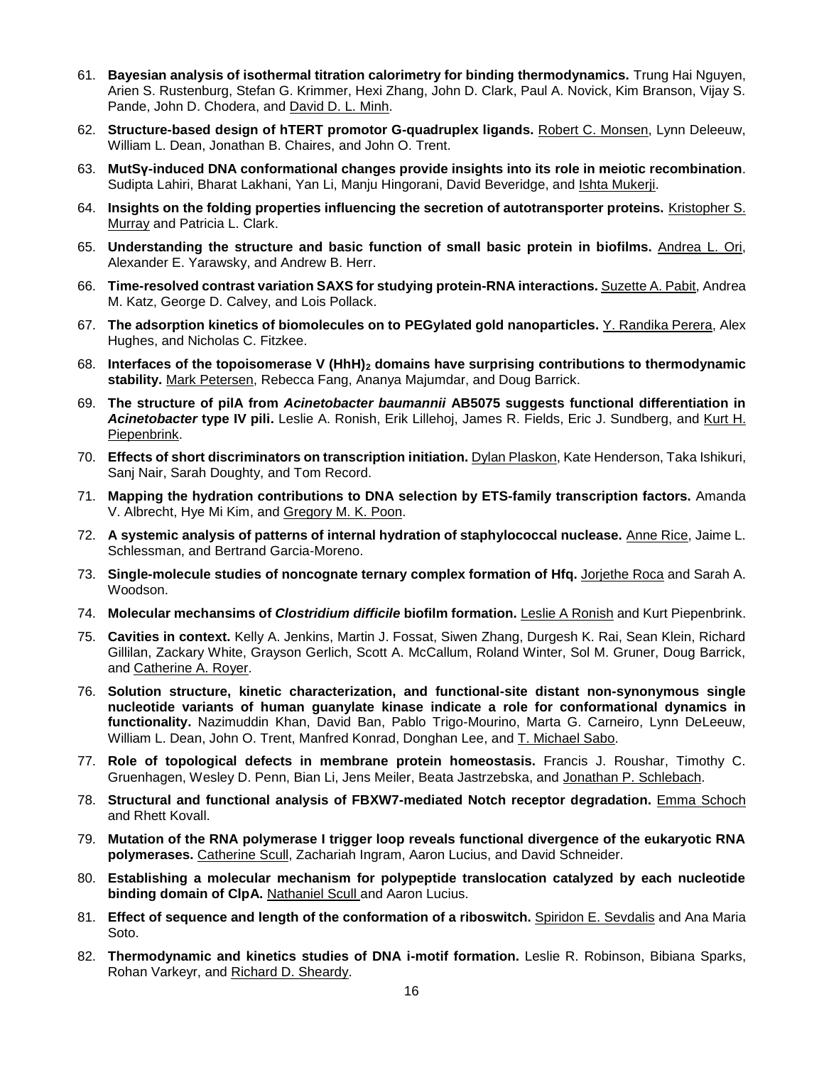61. **Bayesian analysis of isothermal titration calorimetry for binding thermodynamics.** Trung Hai Nguyen, Arien S. Rustenburg, Stefan G. Krimmer, Hexi Zhang, John D. Clark, Paul A. Novick, Kim Branson, Vijay S. Pande, John D. Chodera, and David D. L. Minh.

62. **Structure-based design of hTERT promotor G-quadruplex ligands.** Robert C. Monsen, Lynn Deleeuw, William L. Dean, Jonathan B. Chaires, and John O. Trent.

63. **MutSγ-induced DNA conformational changes provide insights into its role in meiotic recombination**. Sudipta Lahiri, Bharat Lakhani, Yan Li, Manju Hingorani, David Beveridge, and Ishta Mukerji.

64. **Insights on the folding properties influencing the secretion of autotransporter proteins.** Kristopher S. Murray and Patricia L. Clark.

65. **Understanding the structure and basic function of small basic protein in biofilms.** Andrea L. Ori, Alexander E. Yarawsky, and Andrew B. Herr.

66. **Time-resolved contrast variation SAXS for studying protein-RNA interactions.** Suzette A. Pabit, Andrea M. Katz, George D. Calvey, and Lois Pollack.

67. **The adsorption kinetics of biomolecules on to PEGylated gold nanoparticles.** Y. Randika Perera, Alex Hughes, and Nicholas C. Fitzkee.

68. **Interfaces of the topoisomerase V $(HhH)_2$ domains have surprising contributions to thermodynamic stability.** Mark Petersen, Rebecca Fang, Ananya Majumdar, and Doug Barrick.

69. **The structure of pilA from *Acinetobacter baumannii* AB5075 suggests functional differentiation in *Acinetobacter* type IV pili.** Leslie A. Ronish, Erik Lillehoj, James R. Fields, Eric J. Sundberg, and Kurt H. Piepenbrink.

70. **Effects of short discriminators on transcription initiation.** Dylan Plaskon, Kate Henderson, Taka Ishikuri, Sanj Nair, Sarah Doughty, and Tom Record.

71. **Mapping the hydration contributions to DNA selection by ETS-family transcription factors.** Amanda V. Albrecht, Hye Mi Kim, and Gregory M. K. Poon.

72. **A systemic analysis of patterns of internal hydration of staphylococcal nuclease.** Anne Rice, Jaime L. Schlessman, and Bertrand Garcia-Moreno.

73. **Single-molecule studies of noncognate ternary complex formation of Hfq.** Jorjethe Roca and Sarah A. Woodson.

74. **Molecular mechansims of *Clostridium difficile* biofilm formation.** Leslie A Ronish and Kurt Piepenbrink.

75. **Cavities in context.** Kelly A. Jenkins, Martin J. Fossat, Siwen Zhang, Durgesh K. Rai, Sean Klein, Richard Gillilan, Zackary White, Grayson Gerlich, Scott A. McCallum, Roland Winter, Sol M. Gruner, Doug Barrick, and Catherine A. Royer.

76. **Solution structure, kinetic characterization, and functional-site distant non-synonymous single nucleotide variants of human guanylate kinase indicate a role for conformational dynamics in functionality.** Nazimuddin Khan, David Ban, Pablo Trigo-Mourino, Marta G. Carneiro, Lynn DeLeeuw, William L. Dean, John O. Trent, Manfred Konrad, Donghan Lee, and T. Michael Sabo.

77. **Role of topological defects in membrane protein homeostasis.** Francis J. Roushar, Timothy C. Gruenhagen, Wesley D. Penn, Bian Li, Jens Meiler, Beata Jastrzebska, and Jonathan P. Schlebach.

78. **Structural and functional analysis of FBXW7-mediated Notch receptor degradation.** Emma Schoch and Rhett Kovall.

79. **Mutation of the RNA polymerase I trigger loop reveals functional divergence of the eukaryotic RNA polymerases.** Catherine Scull, Zachariah Ingram, Aaron Lucius, and David Schneider.

80. **Establishing a molecular mechanism for polypeptide translocation catalyzed by each nucleotide binding domain of ClpA.** Nathaniel Scull and Aaron Lucius.

81. **Effect of sequence and length of the conformation of a riboswitch.** Spiridon E. Sevdalis and Ana Maria Soto.

82. **Thermodynamic and kinetics studies of DNA i-motif formation.** Leslie R. Robinson, Bibiana Sparks, Rohan Varkeyr, and Richard D. Sheardy.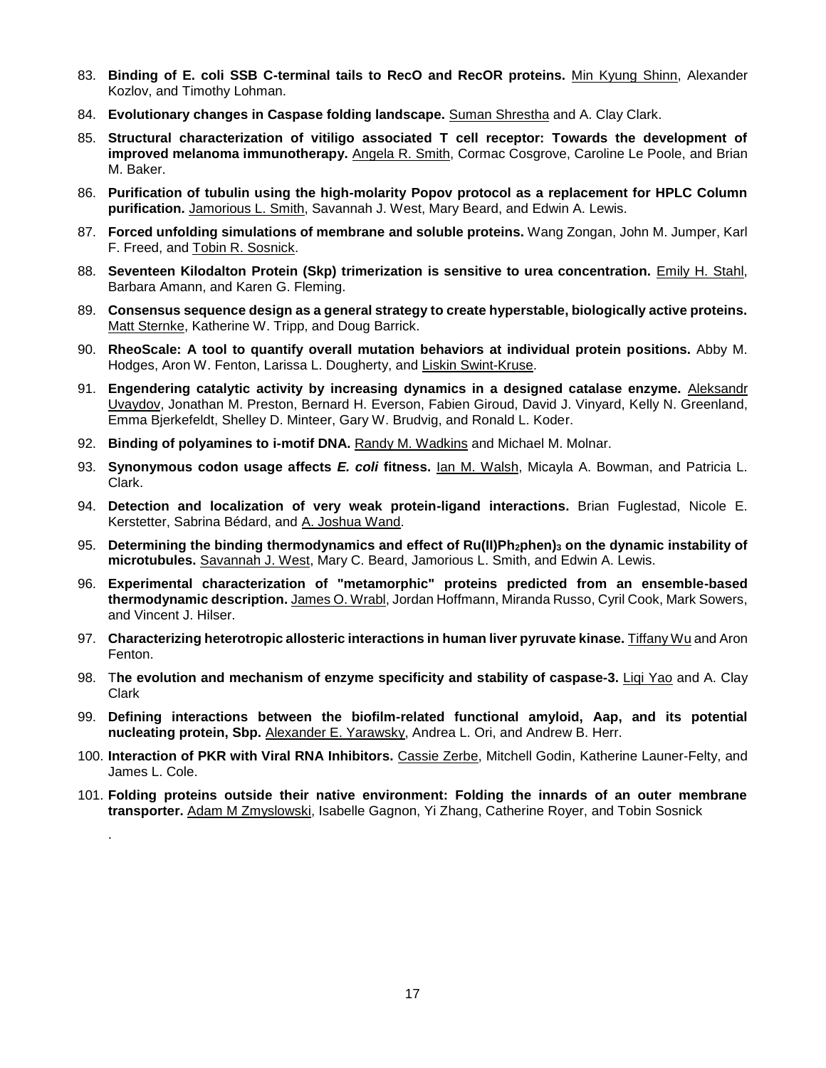83. **Binding of E. coli SSB C-terminal tails to RecO and RecOR proteins.** Min Kyung Shinn, Alexander Kozlov, and Timothy Lohman.

84. **Evolutionary changes in Caspase folding landscape.** Suman Shrestha and A. Clay Clark.

85. **Structural characterization of vitiligo associated T cell receptor: Towards the development of improved melanoma immunotherapy.** Angela R. Smith, Cormac Cosgrove, Caroline Le Poole, and Brian M. Baker.

86. **Purification of tubulin using the high-molarity Popov protocol as a replacement for HPLC Column purification.** Jamorious L. Smith, Savannah J. West, Mary Beard, and Edwin A. Lewis.

87. **Forced unfolding simulations of membrane and soluble proteins.** Wang Zongan, John M. Jumper, Karl F. Freed, and Tobin R. Sosnick.

88. **Seventeen Kilodalton Protein (Skp) trimerization is sensitive to urea concentration.** Emily H. Stahl, Barbara Amann, and Karen G. Fleming.

89. **Consensus sequence design as a general strategy to create hyperstable, biologically active proteins.** Matt Sternke, Katherine W. Tripp, and Doug Barrick.

90. **RheoScale: A tool to quantify overall mutation behaviors at individual protein positions.** Abby M. Hodges, Aron W. Fenton, Larissa L. Dougherty, and Liskin Swint-Kruse.

91. **Engendering catalytic activity by increasing dynamics in a designed catalase enzyme.** Aleksandr Uvaydov, Jonathan M. Preston, Bernard H. Everson, Fabien Giroud, David J. Vinyard, Kelly N. Greenland, Emma Bjerkefeldt, Shelley D. Minteer, Gary W. Brudvig, and Ronald L. Koder.

92. **Binding of polyamines to i-motif DNA.** Randy M. Wadkins and Michael M. Molnar.

93. **Synonymous codon usage affects *E. coli* fitness.** Ian M. Walsh, Micayla A. Bowman, and Patricia L. Clark.

94. **Detection and localization of very weak protein-ligand interactions.** Brian Fuglestad, Nicole E. Kerstetter, Sabrina Bédard, and A. Joshua Wand.

95. **Determining the binding thermodynamics and effect of $Ru(II)Ph_2phen)_3$ on the dynamic instability of microtubules.** Savannah J. West, Mary C. Beard, Jamorious L. Smith, and Edwin A. Lewis.

96. **Experimental characterization of "metamorphic" proteins predicted from an ensemble-based thermodynamic description.** James O. Wrabl, Jordan Hoffmann, Miranda Russo, Cyril Cook, Mark Sowers, and Vincent J. Hilser.

97. **Characterizing heterotropic allosteric interactions in human liver pyruvate kinase.** Tiffany Wu and Aron Fenton.

98. T**he evolution and mechanism of enzyme specificity and stability of caspase-3.** Liqi Yao and A. Clay Clark

99. **Defining interactions between the biofilm-related functional amyloid, Aap, and its potential nucleating protein, Sbp.** Alexander E. Yarawsky, Andrea L. Ori, and Andrew B. Herr.

100. **Interaction of PKR with Viral RNA Inhibitors.** Cassie Zerbe, Mitchell Godin, Katherine Launer-Felty, and James L. Cole.

101. **Folding proteins outside their native environment: Folding the innards of an outer membrane transporter.** Adam M Zmyslowski, Isabelle Gagnon, Yi Zhang, Catherine Royer, and Tobin Sosnick

.